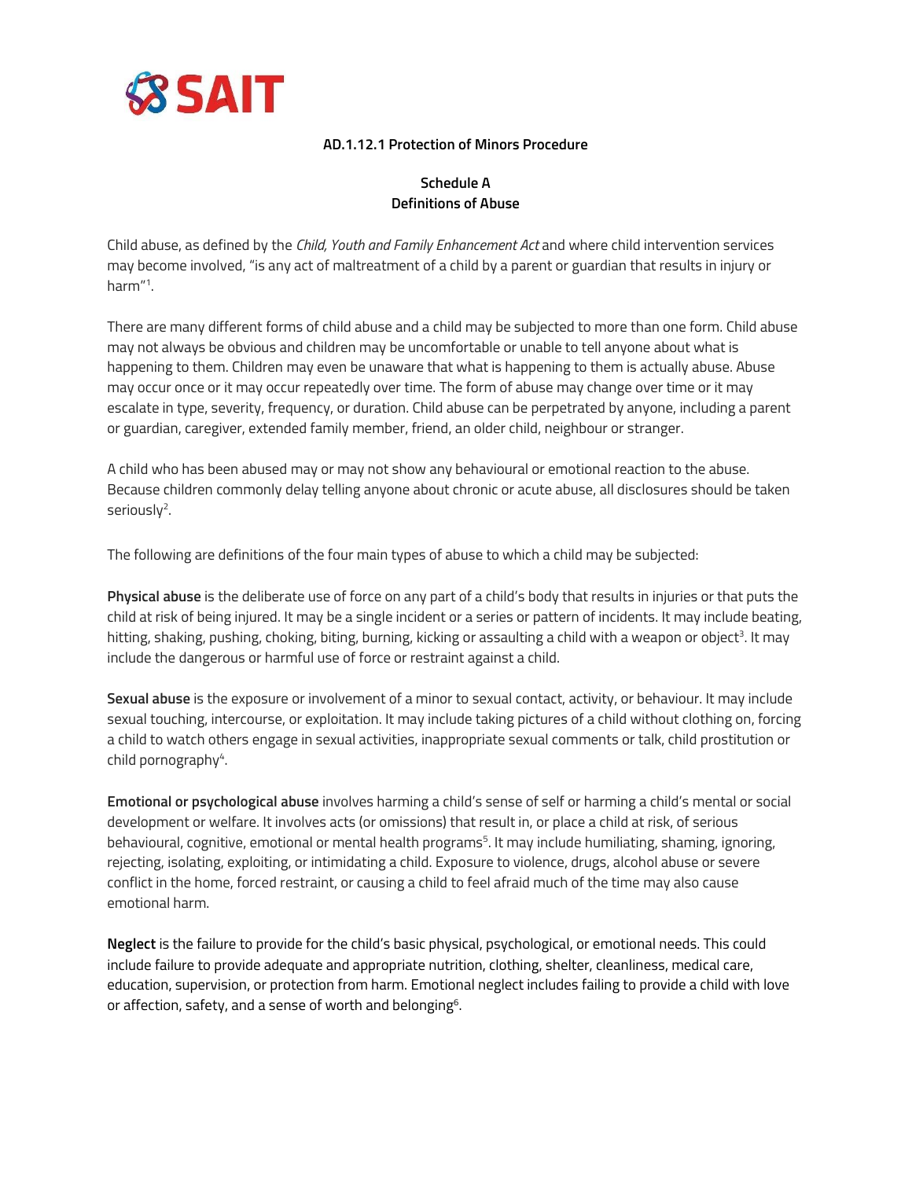**AD.1.12.1 Protection of Minors Procedure**

**Schedule A**
**Definitions of Abuse**

Child abuse, as defined by the *Child, Youth and Family Enhancement Act* and where child intervention services may become involved, "is any act of maltreatment of a child by a parent or guardian that results in injury or harm"[1].

There are many different forms of child abuse and a child may be subjected to more than one form. Child abuse may not always be obvious and children may be uncomfortable or unable to tell anyone about what is happening to them. Children may even be unaware that what is happening to them is actually abuse. Abuse may occur once or it may occur repeatedly over time. The form of abuse may change over time or it may escalate in type, severity, frequency, or duration. Child abuse can be perpetrated by anyone, including a parent or guardian, caregiver, extended family member, friend, an older child, neighbour or stranger.

A child who has been abused may or may not show any behavioural or emotional reaction to the abuse. Because children commonly delay telling anyone about chronic or acute abuse, all disclosures should be taken seriously[2].

The following are definitions of the four main types of abuse to which a child may be subjected:

**Physical abuse** is the deliberate use of force on any part of a child's body that results in injuries or that puts the child at risk of being injured. It may be a single incident or a series or pattern of incidents. It may include beating, hitting, shaking, pushing, choking, biting, burning, kicking or assaulting a child with a weapon or object[3]. It may include the dangerous or harmful use of force or restraint against a child.

**Sexual abuse** is the exposure or involvement of a minor to sexual contact, activity, or behaviour. It may include sexual touching, intercourse, or exploitation. It may include taking pictures of a child without clothing on, forcing a child to watch others engage in sexual activities, inappropriate sexual comments or talk, child prostitution or child pornography[4].

**Emotional or psychological abuse** involves harming a child's sense of self or harming a child's mental or social development or welfare. It involves acts (or omissions) that result in, or place a child at risk, of serious behavioural, cognitive, emotional or mental health programs[5]. It may include humiliating, shaming, ignoring, rejecting, isolating, exploiting, or intimidating a child. Exposure to violence, drugs, alcohol abuse or severe conflict in the home, forced restraint, or causing a child to feel afraid much of the time may also cause emotional harm.

**Neglect** is the failure to provide for the child's basic physical, psychological, or emotional needs. This could include failure to provide adequate and appropriate nutrition, clothing, shelter, cleanliness, medical care, education, supervision, or protection from harm. Emotional neglect includes failing to provide a child with love or affection, safety, and a sense of worth and belonging[6].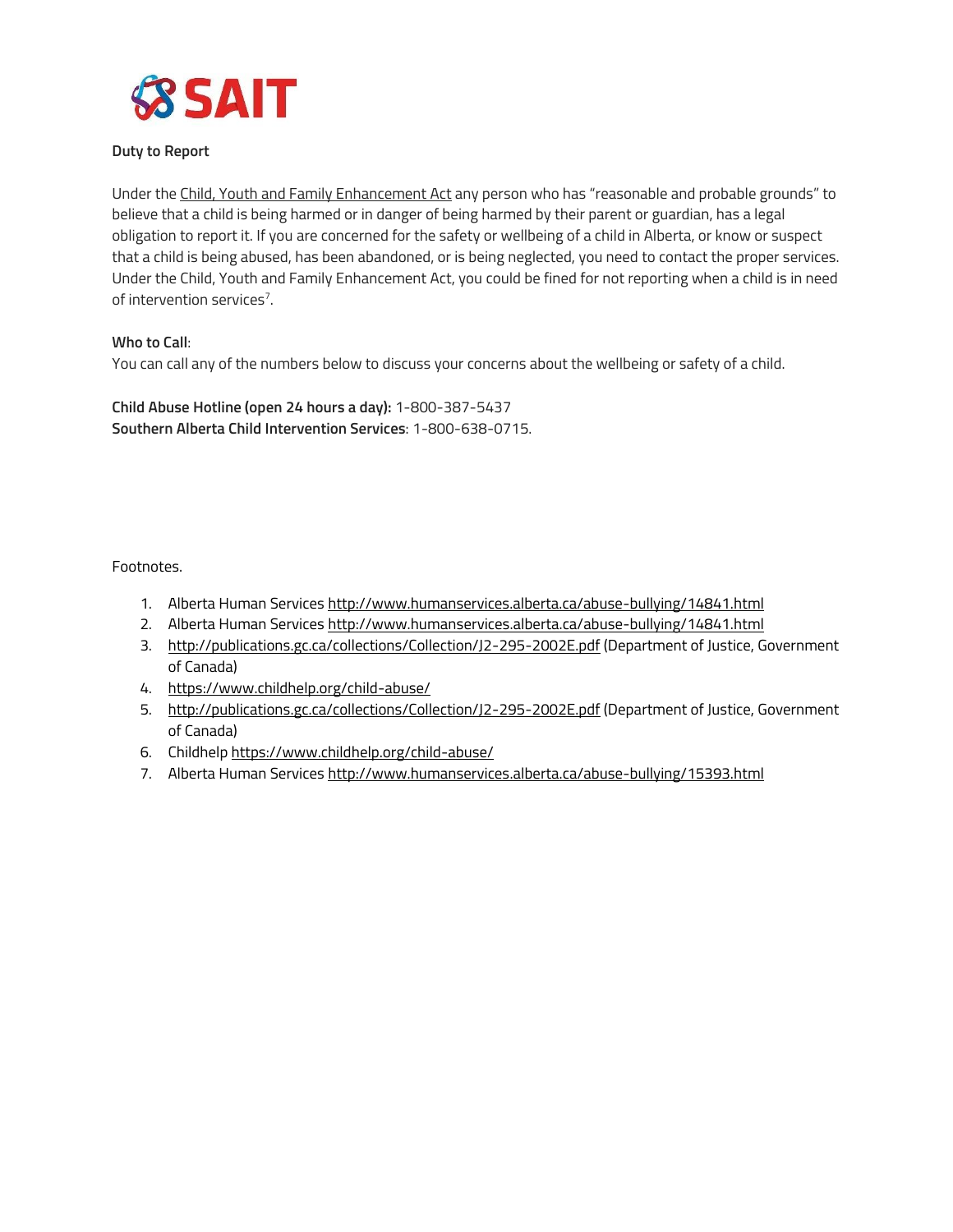**Duty to Report**

Under the Child, Youth and Family Enhancement Act any person who has "reasonable and probable grounds" to believe that a child is being harmed or in danger of being harmed by their parent or guardian, has a legal obligation to report it. If you are concerned for the safety or wellbeing of a child in Alberta, or know or suspect that a child is being abused, has been abandoned, or is being neglected, you need to contact the proper services. Under the Child, Youth and Family Enhancement Act, you could be fined for not reporting when a child is in need of intervention services[7].

**Who to Call**:
You can call any of the numbers below to discuss your concerns about the wellbeing or safety of a child.

**Child Abuse Hotline (open 24 hours a day):** 1-800-387-5437
**Southern Alberta Child Intervention Services**: 1-800-638-0715.

Footnotes.

1. Alberta Human Services http://www.humanservices.alberta.ca/abuse-bullying/14841.html
2. Alberta Human Services http://www.humanservices.alberta.ca/abuse-bullying/14841.html
3. http://publications.gc.ca/collections/Collection/J2-295-2002E.pdf (Department of Justice, Government of Canada)
4. https://www.childhelp.org/child-abuse/
5. http://publications.gc.ca/collections/Collection/J2-295-2002E.pdf (Department of Justice, Government of Canada)
6. Childhelp https://www.childhelp.org/child-abuse/
7. Alberta Human Services http://www.humanservices.alberta.ca/abuse-bullying/15393.html